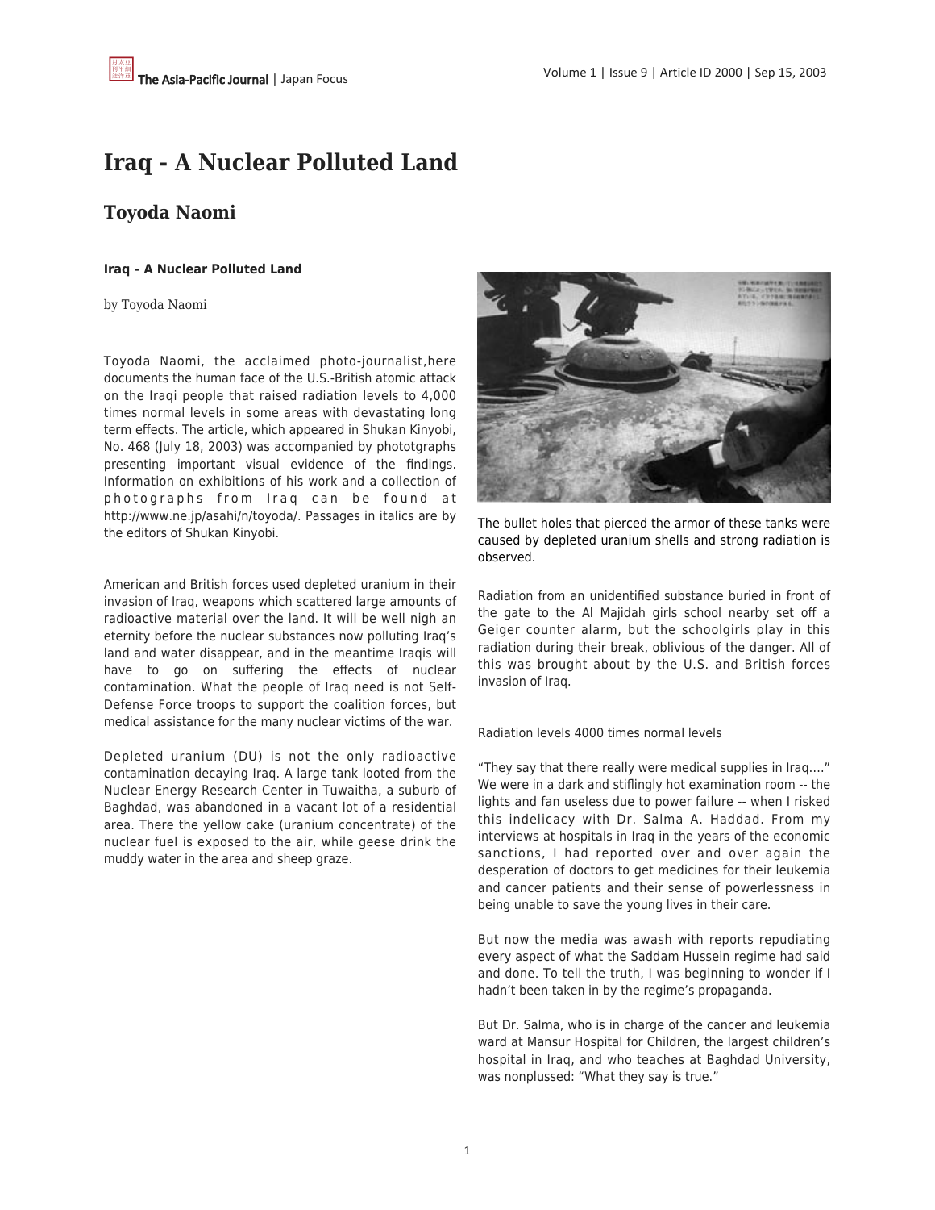# Iraq - A Nuclear Polluted Land

## Toyoda Naomi

**Iraq – A Nuclear Polluted Land**

by Toyoda Naomi

Toyoda Naomi, the acclaimed photo-journalist,here documents the human face of the U.S.-British atomic attack on the Iraqi people that raised radiation levels to 4,000 times normal levels in some areas with devastating long term effects. The article, which appeared in Shukan Kinyobi, No. 468 (July 18, 2003) was accompanied by phototgraphs presenting important visual evidence of the findings. Information on exhibitions of his work and a collection of photographs from Iraq can be found at http://www.ne.jp/asahi/n/toyoda/. Passages in italics are by the editors of Shukan Kinyobi.

American and British forces used depleted uranium in their invasion of Iraq, weapons which scattered large amounts of radioactive material over the land. It will be well nigh an eternity before the nuclear substances now polluting Iraq's land and water disappear, and in the meantime Iraqis will have to go on suffering the effects of nuclear contamination. What the people of Iraq need is not Self-Defense Force troops to support the coalition forces, but medical assistance for the many nuclear victims of the war.

Depleted uranium (DU) is not the only radioactive contamination decaying Iraq. A large tank looted from the Nuclear Energy Research Center in Tuwaitha, a suburb of Baghdad, was abandoned in a vacant lot of a residential area. There the yellow cake (uranium concentrate) of the nuclear fuel is exposed to the air, while geese drink the muddy water in the area and sheep graze.

The bullet holes that pierced the armor of these tanks were caused by depleted uranium shells and strong radiation is observed.

Radiation from an unidentified substance buried in front of the gate to the Al Majidah girls school nearby set off a Geiger counter alarm, but the schoolgirls play in this radiation during their break, oblivious of the danger. All of this was brought about by the U.S. and British forces invasion of Iraq.

Radiation levels 4000 times normal levels

"They say that there really were medical supplies in Iraq...." We were in a dark and stiflingly hot examination room -- the lights and fan useless due to power failure -- when I risked this indelicacy with Dr. Salma A. Haddad. From my interviews at hospitals in Iraq in the years of the economic sanctions, I had reported over and over again the desperation of doctors to get medicines for their leukemia and cancer patients and their sense of powerlessness in being unable to save the young lives in their care.

But now the media was awash with reports repudiating every aspect of what the Saddam Hussein regime had said and done. To tell the truth, I was beginning to wonder if I hadn't been taken in by the regime's propaganda.

But Dr. Salma, who is in charge of the cancer and leukemia ward at Mansur Hospital for Children, the largest children's hospital in Iraq, and who teaches at Baghdad University, was nonplussed: "What they say is true."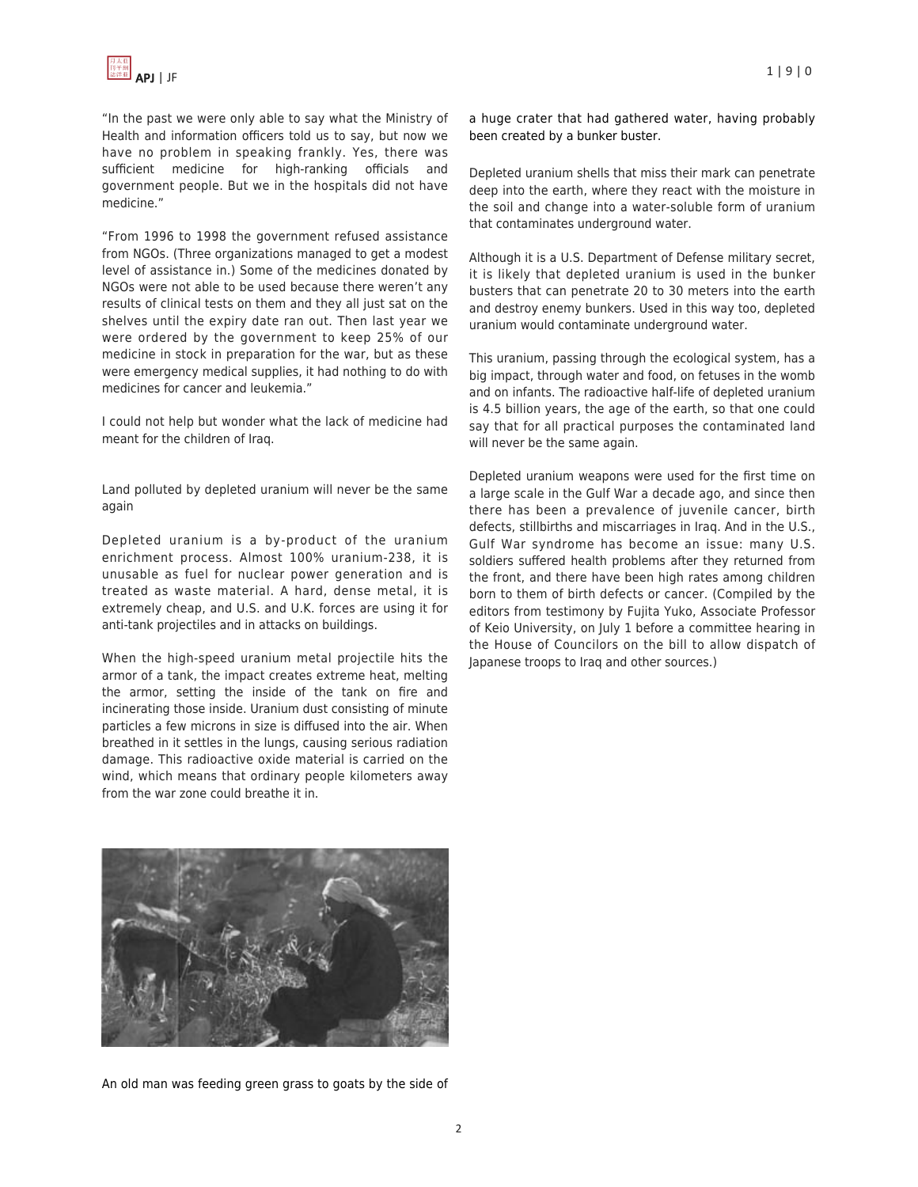"In the past we were only able to say what the Ministry of Health and information officers told us to say, but now we have no problem in speaking frankly. Yes, there was sufficient medicine for high-ranking officials and government people. But we in the hospitals did not have medicine."

"From 1996 to 1998 the government refused assistance from NGOs. (Three organizations managed to get a modest level of assistance in.) Some of the medicines donated by NGOs were not able to be used because there weren't any results of clinical tests on them and they all just sat on the shelves until the expiry date ran out. Then last year we were ordered by the government to keep 25% of our medicine in stock in preparation for the war, but as these were emergency medical supplies, it had nothing to do with medicines for cancer and leukemia."

I could not help but wonder what the lack of medicine had meant for the children of Iraq.

Land polluted by depleted uranium will never be the same again

Depleted uranium is a by-product of the uranium enrichment process. Almost 100% uranium-238, it is unusable as fuel for nuclear power generation and is treated as waste material. A hard, dense metal, it is extremely cheap, and U.S. and U.K. forces are using it for anti-tank projectiles and in attacks on buildings.

When the high-speed uranium metal projectile hits the armor of a tank, the impact creates extreme heat, melting the armor, setting the inside of the tank on fire and incinerating those inside. Uranium dust consisting of minute particles a few microns in size is diffused into the air. When breathed in it settles in the lungs, causing serious radiation damage. This radioactive oxide material is carried on the wind, which means that ordinary people kilometers away from the war zone could breathe it in.

An old man was feeding green grass to goats by the side of a huge crater that had gathered water, having probably been created by a bunker buster.

Depleted uranium shells that miss their mark can penetrate deep into the earth, where they react with the moisture in the soil and change into a water-soluble form of uranium that contaminates underground water.

Although it is a U.S. Department of Defense military secret, it is likely that depleted uranium is used in the bunker busters that can penetrate 20 to 30 meters into the earth and destroy enemy bunkers. Used in this way too, depleted uranium would contaminate underground water.

This uranium, passing through the ecological system, has a big impact, through water and food, on fetuses in the womb and on infants. The radioactive half-life of depleted uranium is 4.5 billion years, the age of the earth, so that one could say that for all practical purposes the contaminated land will never be the same again.

Depleted uranium weapons were used for the first time on a large scale in the Gulf War a decade ago, and since then there has been a prevalence of juvenile cancer, birth defects, stillbirths and miscarriages in Iraq. And in the U.S., Gulf War syndrome has become an issue: many U.S. soldiers suffered health problems after they returned from the front, and there have been high rates among children born to them of birth defects or cancer. (Compiled by the editors from testimony by Fujita Yuko, Associate Professor of Keio University, on July 1 before a committee hearing in the House of Councilors on the bill to allow dispatch of Japanese troops to Iraq and other sources.)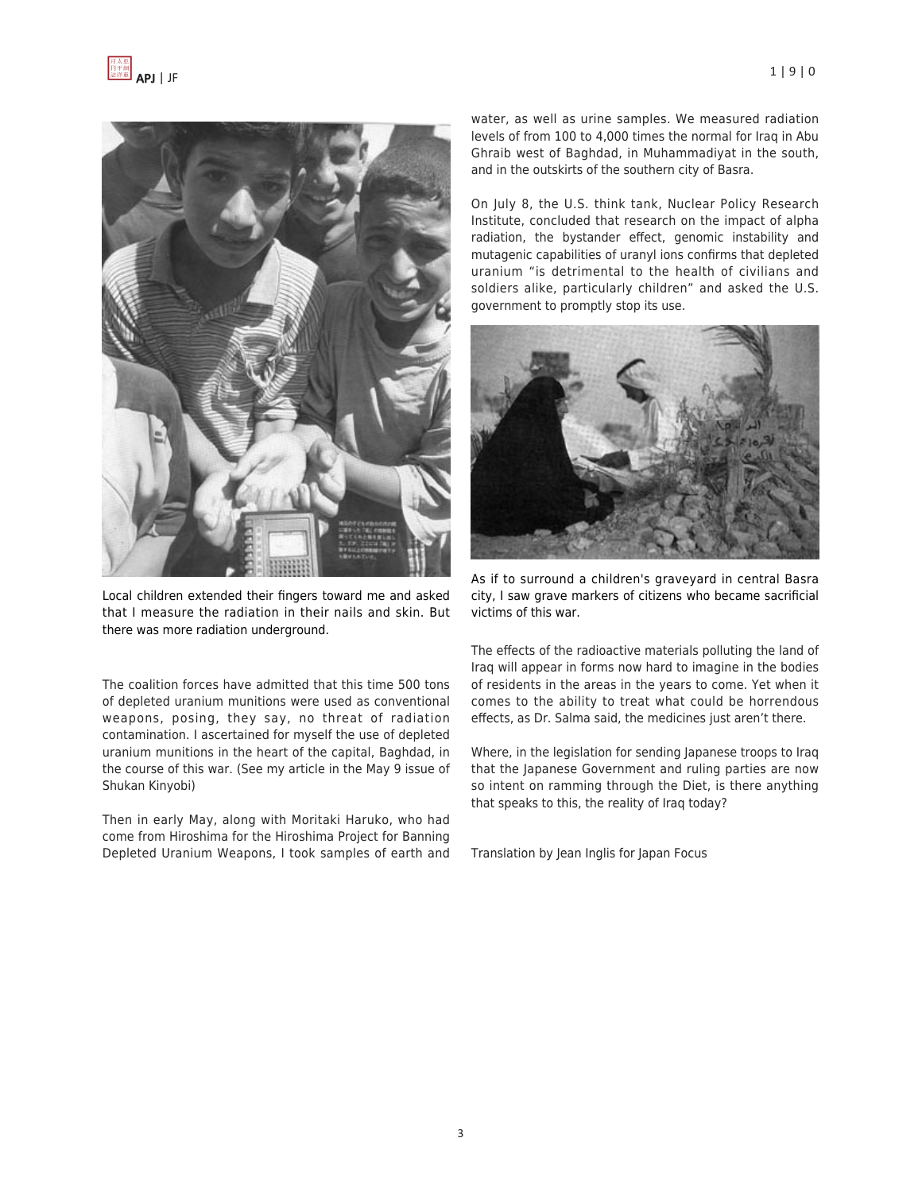Local children extended their fingers toward me and asked that I measure the radiation in their nails and skin. But there was more radiation underground.

The coalition forces have admitted that this time 500 tons of depleted uranium munitions were used as conventional weapons, posing, they say, no threat of radiation contamination. I ascertained for myself the use of depleted uranium munitions in the heart of the capital, Baghdad, in the course of this war. (See my article in the May 9 issue of Shukan Kinyobi)

Then in early May, along with Moritaki Haruko, who had come from Hiroshima for the Hiroshima Project for Banning Depleted Uranium Weapons, I took samples of earth and water, as well as urine samples. We measured radiation levels of from 100 to 4,000 times the normal for Iraq in Abu Ghraib west of Baghdad, in Muhammadiyat in the south, and in the outskirts of the southern city of Basra.

On July 8, the U.S. think tank, Nuclear Policy Research Institute, concluded that research on the impact of alpha radiation, the bystander effect, genomic instability and mutagenic capabilities of uranyl ions confirms that depleted uranium "is detrimental to the health of civilians and soldiers alike, particularly children" and asked the U.S. government to promptly stop its use.

As if to surround a children's graveyard in central Basra city, I saw grave markers of citizens who became sacrificial victims of this war.

The effects of the radioactive materials polluting the land of Iraq will appear in forms now hard to imagine in the bodies of residents in the areas in the years to come. Yet when it comes to the ability to treat what could be horrendous effects, as Dr. Salma said, the medicines just aren't there.

Where, in the legislation for sending Japanese troops to Iraq that the Japanese Government and ruling parties are now so intent on ramming through the Diet, is there anything that speaks to this, the reality of Iraq today?

Translation by Jean Inglis for Japan Focus